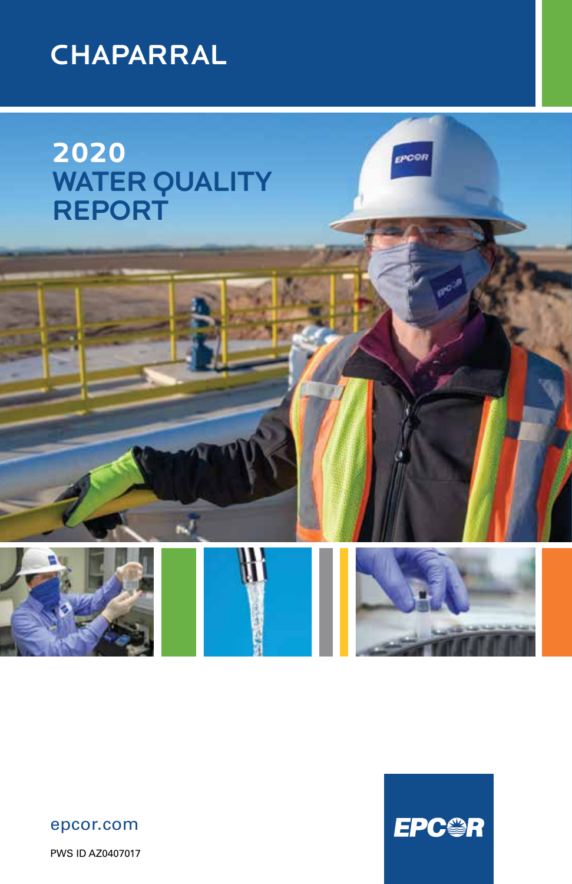# CHAPARRAL

## 2020 WATER QUALITY REPORT

epcor.com

PWS ID AZ0407017

EPCOR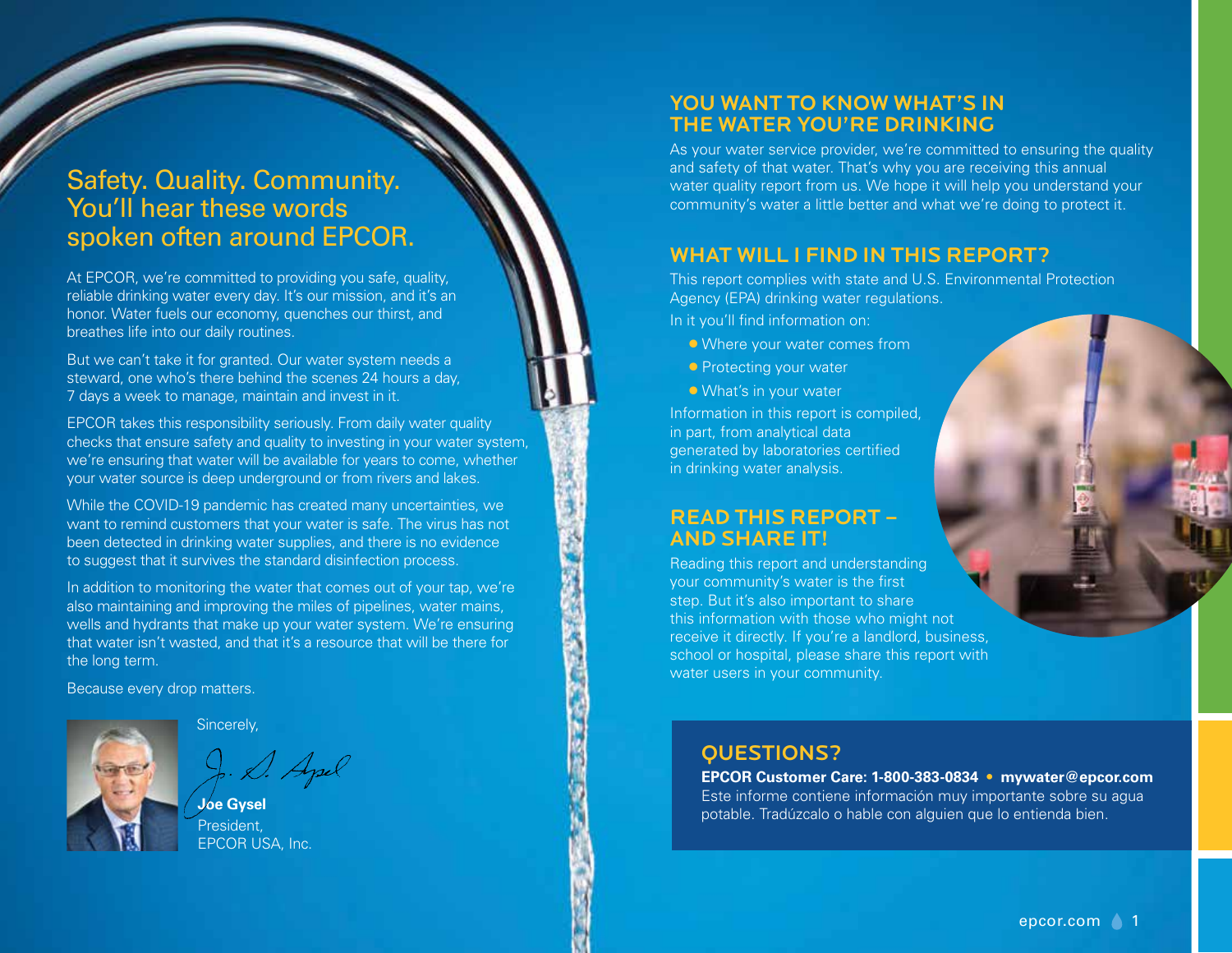## Safety. Quality. Community. You'll hear these words spoken often around EPCOR.

At EPCOR, we're committed to providing you safe, quality, reliable drinking water every day. It's our mission, and it's an honor. Water fuels our economy, quenches our thirst, and breathes life into our daily routines.

But we can't take it for granted. Our water system needs a steward, one who's there behind the scenes 24 hours a day, 7 days a week to manage, maintain and invest in it.

EPCOR takes this responsibility seriously. From daily water quality checks that ensure safety and quality to investing in your water system, we're ensuring that water will be available for years to come, whether your water source is deep underground or from rivers and lakes.

While the COVID-19 pandemic has created many uncertainties, we want to remind customers that your water is safe. The virus has not been detected in drinking water supplies, and there is no evidence to suggest that it survives the standard disinfection process.

In addition to monitoring the water that comes out of your tap, we're also maintaining and improving the miles of pipelines, water mains, wells and hydrants that make up your water system. We're ensuring that water isn't wasted, and that it's a resource that will be there for the long term.

Because every drop matters.

Sincerely,

**Joe Gysel**
President,
EPCOR USA, Inc.

## YOU WANT TO KNOW WHAT'S IN THE WATER YOU'RE DRINKING

As your water service provider, we're committed to ensuring the quality and safety of that water. That's why you are receiving this annual water quality report from us. We hope it will help you understand your community's water a little better and what we're doing to protect it.

## WHAT WILL I FIND IN THIS REPORT?

This report complies with state and U.S. Environmental Protection Agency (EPA) drinking water regulations.

In it you'll find information on:

- Where your water comes from
- Protecting your water
- What's in your water

Information in this report is compiled, in part, from analytical data generated by laboratories certified in drinking water analysis.

## READ THIS REPORT – AND SHARE IT!

Reading this report and understanding your community's water is the first step. But it's also important to share this information with those who might not receive it directly. If you're a landlord, business, school or hospital, please share this report with water users in your community.

## QUESTIONS?

**EPCOR Customer Care: 1-800-383-0834 • mywater@epcor.com**

Este informe contiene información muy importante sobre su agua potable. Tradúzcalo o hable con alguien que lo entienda bien.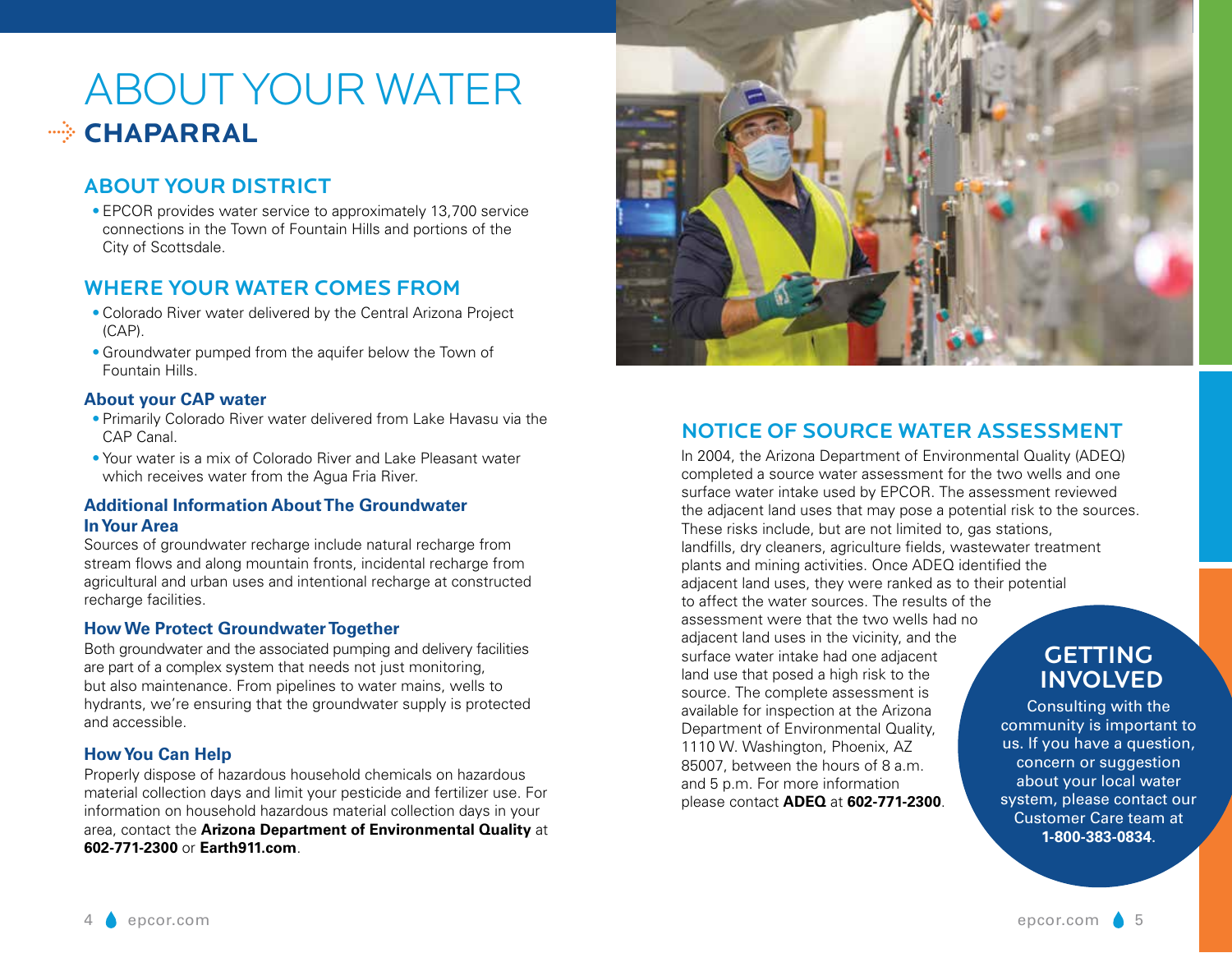# ABOUT YOUR WATER

## CHAPARRAL

### ABOUT YOUR DISTRICT

- EPCOR provides water service to approximately 13,700 service connections in the Town of Fountain Hills and portions of the City of Scottsdale.

### WHERE YOUR WATER COMES FROM

- Colorado River water delivered by the Central Arizona Project (CAP).
- Groundwater pumped from the aquifer below the Town of Fountain Hills.

#### About your CAP water

- Primarily Colorado River water delivered from Lake Havasu via the CAP Canal.
- Your water is a mix of Colorado River and Lake Pleasant water which receives water from the Agua Fria River.

#### Additional Information About The Groundwater In Your Area

Sources of groundwater recharge include natural recharge from stream flows and along mountain fronts, incidental recharge from agricultural and urban uses and intentional recharge at constructed recharge facilities.

#### How We Protect Groundwater Together

Both groundwater and the associated pumping and delivery facilities are part of a complex system that needs not just monitoring, but also maintenance. From pipelines to water mains, wells to hydrants, we're ensuring that the groundwater supply is protected and accessible.

#### How You Can Help

Properly dispose of hazardous household chemicals on hazardous material collection days and limit your pesticide and fertilizer use. For information on household hazardous material collection days in your area, contact the **Arizona Department of Environmental Quality** at **602-771-2300** or **Earth911.com**.

### NOTICE OF SOURCE WATER ASSESSMENT

In 2004, the Arizona Department of Environmental Quality (ADEQ) completed a source water assessment for the two wells and one surface water intake used by EPCOR. The assessment reviewed the adjacent land uses that may pose a potential risk to the sources. These risks include, but are not limited to, gas stations, landfills, dry cleaners, agriculture fields, wastewater treatment plants and mining activities. Once ADEQ identified the adjacent land uses, they were ranked as to their potential to affect the water sources. The results of the assessment were that the two wells had no adjacent land uses in the vicinity, and the surface water intake had one adjacent land use that posed a high risk to the source. The complete assessment is available for inspection at the Arizona Department of Environmental Quality, 1110 W. Washington, Phoenix, AZ 85007, between the hours of 8 a.m. and 5 p.m. For more information please contact **ADEQ** at **602-771-2300**.

### GETTING INVOLVED

Consulting with the community is important to us. If you have a question, concern or suggestion about your local water system, please contact our Customer Care team at **1-800-383-0834.**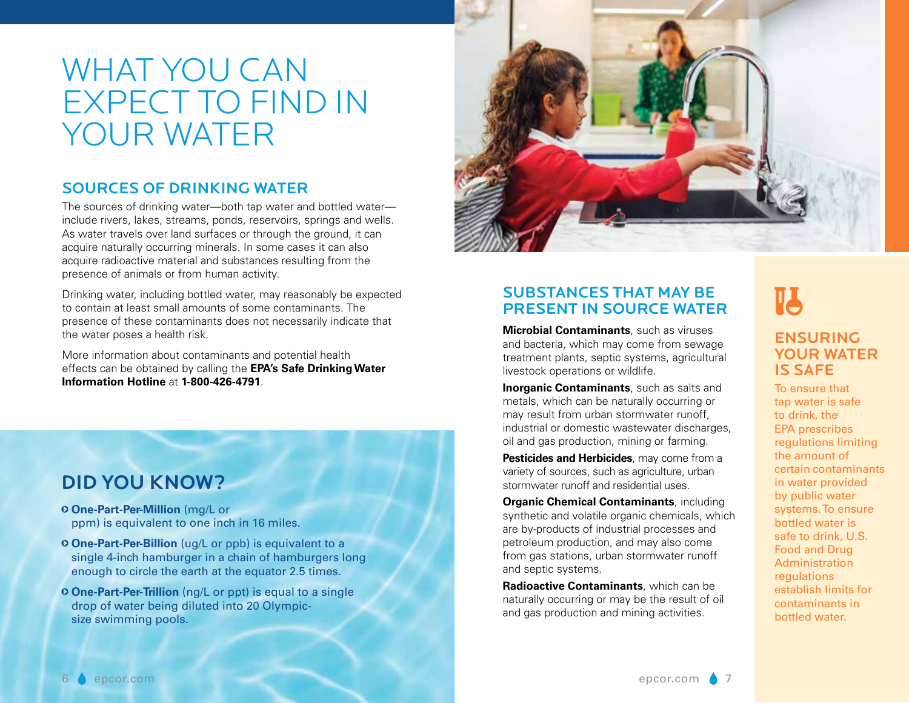# WHAT YOU CAN EXPECT TO FIND IN YOUR WATER

## SOURCES OF DRINKING WATER

The sources of drinking water—both tap water and bottled water—include rivers, lakes, streams, ponds, reservoirs, springs and wells. As water travels over land surfaces or through the ground, it can acquire naturally occurring minerals. In some cases it can also acquire radioactive material and substances resulting from the presence of animals or from human activity.

Drinking water, including bottled water, may reasonably be expected to contain at least small amounts of some contaminants. The presence of these contaminants does not necessarily indicate that the water poses a health risk.

More information about contaminants and potential health effects can be obtained by calling the **EPA's Safe Drinking Water Information Hotline** at **1-800-426-4791**.

## DID YOU KNOW?

- **One-Part-Per-Million** (mg/L or ppm) is equivalent to one inch in 16 miles.
- **One-Part-Per-Billion** (ug/L or ppb) is equivalent to a single 4-inch hamburger in a chain of hamburgers long enough to circle the earth at the equator 2.5 times.
- **One-Part-Per-Trillion** (ng/L or ppt) is equal to a single drop of water being diluted into 20 Olympic-size swimming pools.

## SUBSTANCES THAT MAY BE PRESENT IN SOURCE WATER

**Microbial Contaminants**, such as viruses and bacteria, which may come from sewage treatment plants, septic systems, agricultural livestock operations or wildlife.

**Inorganic Contaminants**, such as salts and metals, which can be naturally occurring or may result from urban stormwater runoff, industrial or domestic wastewater discharges, oil and gas production, mining or farming.

**Pesticides and Herbicides**, may come from a variety of sources, such as agriculture, urban stormwater runoff and residential uses.

**Organic Chemical Contaminants**, including synthetic and volatile organic chemicals, which are by-products of industrial processes and petroleum production, and may also come from gas stations, urban stormwater runoff and septic systems.

**Radioactive Contaminants**, which can be naturally occurring or may be the result of oil and gas production and mining activities.

## ENSURING YOUR WATER IS SAFE

To ensure that tap water is safe to drink, the EPA prescribes regulations limiting the amount of certain contaminants in water provided by public water systems. To ensure bottled water is safe to drink, U.S. Food and Drug Administration regulations establish limits for contaminants in bottled water.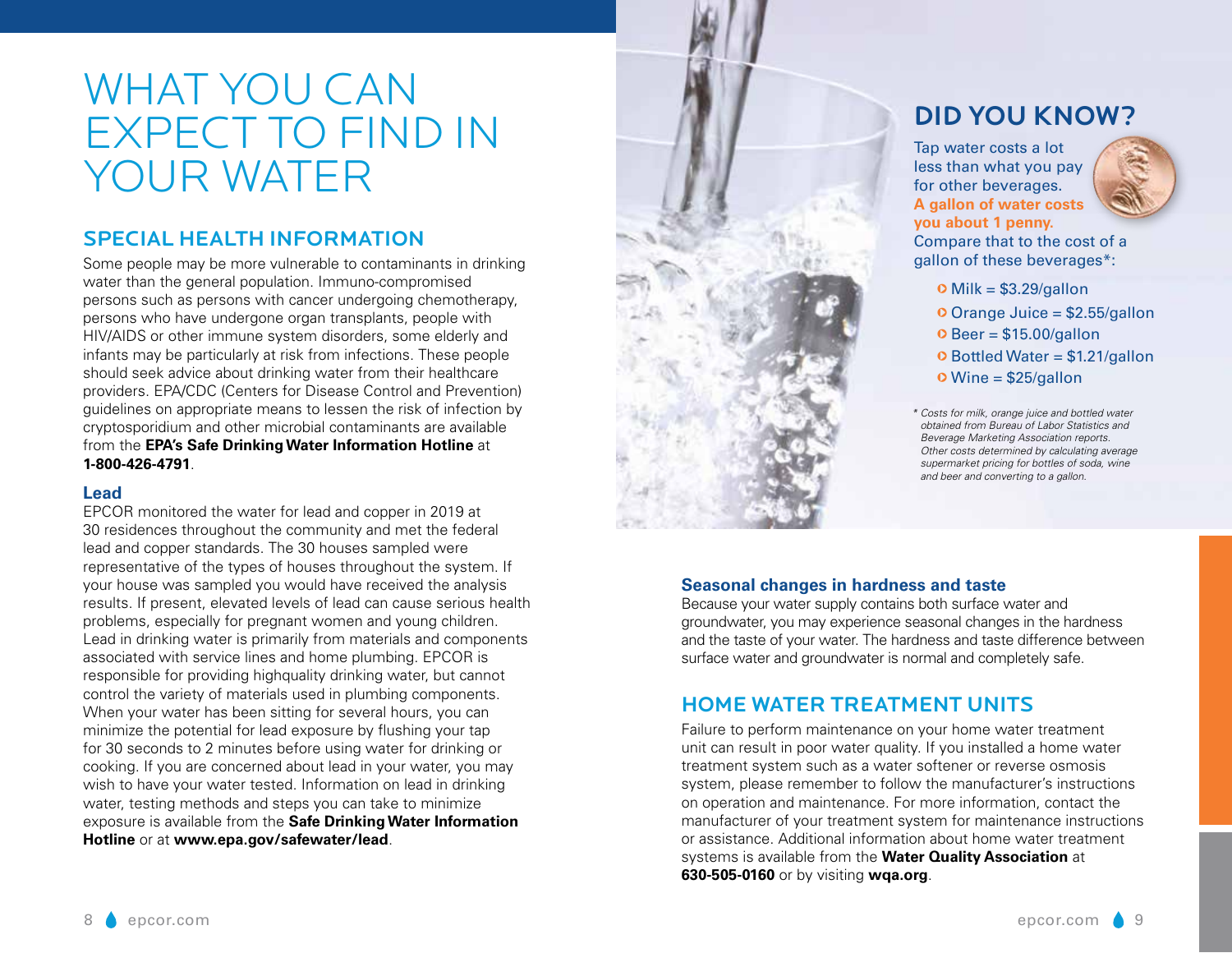# WHAT YOU CAN EXPECT TO FIND IN YOUR WATER

## SPECIAL HEALTH INFORMATION

Some people may be more vulnerable to contaminants in drinking water than the general population. Immuno-compromised persons such as persons with cancer undergoing chemotherapy, persons who have undergone organ transplants, people with HIV/AIDS or other immune system disorders, some elderly and infants may be particularly at risk from infections. These people should seek advice about drinking water from their healthcare providers. EPA/CDC (Centers for Disease Control and Prevention) guidelines on appropriate means to lessen the risk of infection by cryptosporidium and other microbial contaminants are available from the **EPA's Safe Drinking Water Information Hotline** at **1-800-426-4791**.

### Lead

EPCOR monitored the water for lead and copper in 2019 at 30 residences throughout the community and met the federal lead and copper standards. The 30 houses sampled were representative of the types of houses throughout the system. If your house was sampled you would have received the analysis results. If present, elevated levels of lead can cause serious health problems, especially for pregnant women and young children. Lead in drinking water is primarily from materials and components associated with service lines and home plumbing. EPCOR is responsible for providing highquality drinking water, but cannot control the variety of materials used in plumbing components. When your water has been sitting for several hours, you can minimize the potential for lead exposure by flushing your tap for 30 seconds to 2 minutes before using water for drinking or cooking. If you are concerned about lead in your water, you may wish to have your water tested. Information on lead in drinking water, testing methods and steps you can take to minimize exposure is available from the **Safe Drinking Water Information Hotline** or at **www.epa.gov/safewater/lead**.

## DID YOU KNOW?

Tap water costs a lot less than what you pay for other beverages. **A gallon of water costs you about 1 penny.** Compare that to the cost of a gallon of these beverages*:

- Milk = $3.29/gallon
- Orange Juice = $2.55/gallon
- Beer = $15.00/gallon
- Bottled Water = $1.21/gallon
- Wine = $25/gallon

*\* Costs for milk, orange juice and bottled water obtained from Bureau of Labor Statistics and Beverage Marketing Association reports. Other costs determined by calculating average supermarket pricing for bottles of soda, wine and beer and converting to a gallon.*

### Seasonal changes in hardness and taste

Because your water supply contains both surface water and groundwater, you may experience seasonal changes in the hardness and the taste of your water. The hardness and taste difference between surface water and groundwater is normal and completely safe.

## HOME WATER TREATMENT UNITS

Failure to perform maintenance on your home water treatment unit can result in poor water quality. If you installed a home water treatment system such as a water softener or reverse osmosis system, please remember to follow the manufacturer's instructions on operation and maintenance. For more information, contact the manufacturer of your treatment system for maintenance instructions or assistance. Additional information about home water treatment systems is available from the **Water Quality Association** at **630-505-0160** or by visiting **wqa.org**.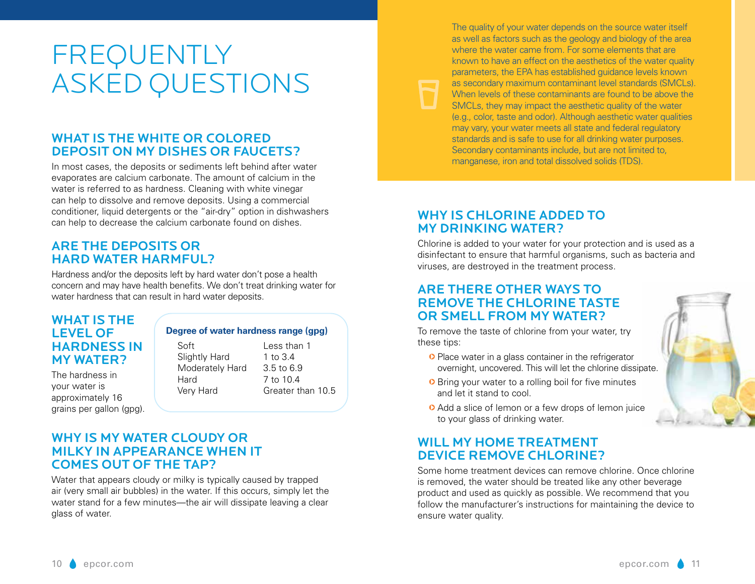# FREQUENTLY ASKED QUESTIONS

## WHAT IS THE WHITE OR COLORED DEPOSIT ON MY DISHES OR FAUCETS?

In most cases, the deposits or sediments left behind after water evaporates are calcium carbonate. The amount of calcium in the water is referred to as hardness. Cleaning with white vinegar can help to dissolve and remove deposits. Using a commercial conditioner, liquid detergents or the "air-dry" option in dishwashers can help to decrease the calcium carbonate found on dishes.

## ARE THE DEPOSITS OR HARD WATER HARMFUL?

Hardness and/or the deposits left by hard water don't pose a health concern and may have health benefits. We don't treat drinking water for water hardness that can result in hard water deposits.

## WHAT IS THE LEVEL OF HARDNESS IN MY WATER?

The hardness in your water is approximately 16 grains per gallon (gpg).

| Degree of water hardness range (gpg) | |
|---|---|
| Soft | Less than 1 |
| Slightly Hard | 1 to 3.4 |
| Moderately Hard | 3.5 to 6.9 |
| Hard | 7 to 10.4 |
| Very Hard | Greater than 10.5 |

## WHY IS MY WATER CLOUDY OR MILKY IN APPEARANCE WHEN IT COMES OUT OF THE TAP?

Water that appears cloudy or milky is typically caused by trapped air (very small air bubbles) in the water. If this occurs, simply let the water stand for a few minutes—the air will dissipate leaving a clear glass of water.

The quality of your water depends on the source water itself as well as factors such as the geology and biology of the area where the water came from. For some elements that are known to have an effect on the aesthetics of the water quality parameters, the EPA has established guidance levels known as secondary maximum contaminant level standards (SMCLs). When levels of these contaminants are found to be above the SMCLs, they may impact the aesthetic quality of the water (e.g., color, taste and odor). Although aesthetic water qualities may vary, your water meets all state and federal regulatory standards and is safe to use for all drinking water purposes. Secondary contaminants include, but are not limited to, manganese, iron and total dissolved solids (TDS).

## WHY IS CHLORINE ADDED TO MY DRINKING WATER?

Chlorine is added to your water for your protection and is used as a disinfectant to ensure that harmful organisms, such as bacteria and viruses, are destroyed in the treatment process.

## ARE THERE OTHER WAYS TO REMOVE THE CHLORINE TASTE OR SMELL FROM MY WATER?

To remove the taste of chlorine from your water, try these tips:

- Place water in a glass container in the refrigerator overnight, uncovered. This will let the chlorine dissipate.
- Bring your water to a rolling boil for five minutes and let it stand to cool.
- Add a slice of lemon or a few drops of lemon juice to your glass of drinking water.

## WILL MY HOME TREATMENT DEVICE REMOVE CHLORINE?

Some home treatment devices can remove chlorine. Once chlorine is removed, the water should be treated like any other beverage product and used as quickly as possible. We recommend that you follow the manufacturer's instructions for maintaining the device to ensure water quality.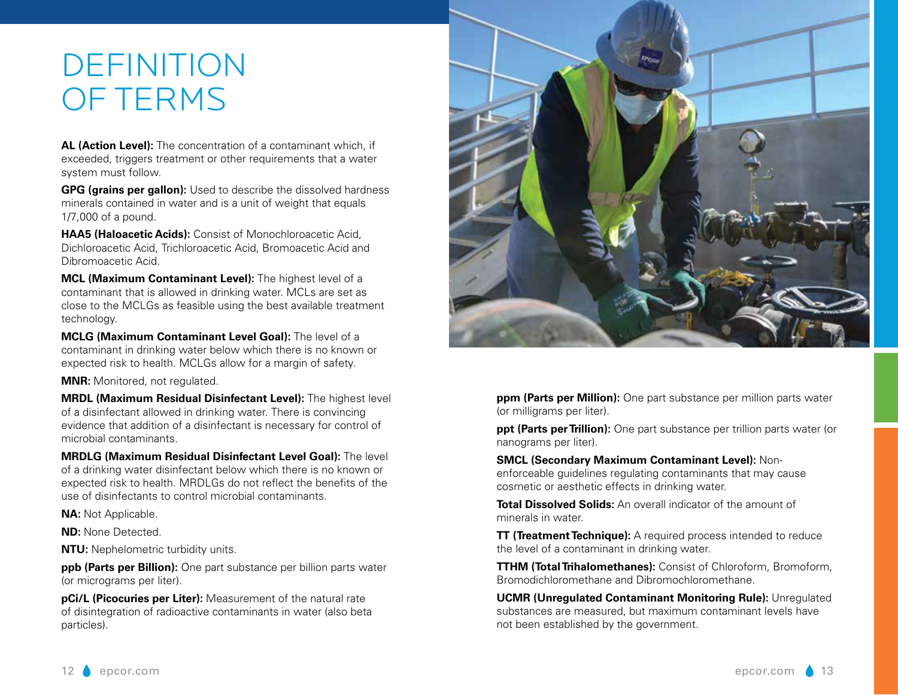# DEFINITION OF TERMS

**AL (Action Level):** The concentration of a contaminant which, if exceeded, triggers treatment or other requirements that a water system must follow.

**GPG (grains per gallon):** Used to describe the dissolved hardness minerals contained in water and is a unit of weight that equals 1/7,000 of a pound.

**HAA5 (Haloacetic Acids):** Consist of Monochloroacetic Acid, Dichloroacetic Acid, Trichloroacetic Acid, Bromoacetic Acid and Dibromoacetic Acid.

**MCL (Maximum Contaminant Level):** The highest level of a contaminant that is allowed in drinking water. MCLs are set as close to the MCLGs as feasible using the best available treatment technology.

**MCLG (Maximum Contaminant Level Goal):** The level of a contaminant in drinking water below which there is no known or expected risk to health. MCLGs allow for a margin of safety.

**MNR:** Monitored, not regulated.

**MRDL (Maximum Residual Disinfectant Level):** The highest level of a disinfectant allowed in drinking water. There is convincing evidence that addition of a disinfectant is necessary for control of microbial contaminants.

**MRDLG (Maximum Residual Disinfectant Level Goal):** The level of a drinking water disinfectant below which there is no known or expected risk to health. MRDLGs do not reflect the benefits of the use of disinfectants to control microbial contaminants.

**NA:** Not Applicable.

**ND:** None Detected.

**NTU:** Nephelometric turbidity units.

**ppb (Parts per Billion):** One part substance per billion parts water (or micrograms per liter).

**pCi/L (Picocuries per Liter):** Measurement of the natural rate of disintegration of radioactive contaminants in water (also beta particles).

**ppm (Parts per Million):** One part substance per million parts water (or milligrams per liter).

**ppt (Parts per Trillion):** One part substance per trillion parts water (or nanograms per liter).

**SMCL (Secondary Maximum Contaminant Level):** Non-enforceable guidelines regulating contaminants that may cause cosmetic or aesthetic effects in drinking water.

**Total Dissolved Solids:** An overall indicator of the amount of minerals in water.

**TT (Treatment Technique):** A required process intended to reduce the level of a contaminant in drinking water.

**TTHM (Total Trihalomethanes):** Consist of Chloroform, Bromoform, Bromodichloromethane and Dibromochloromethane.

**UCMR (Unregulated Contaminant Monitoring Rule):** Unregulated substances are measured, but maximum contaminant levels have not been established by the government.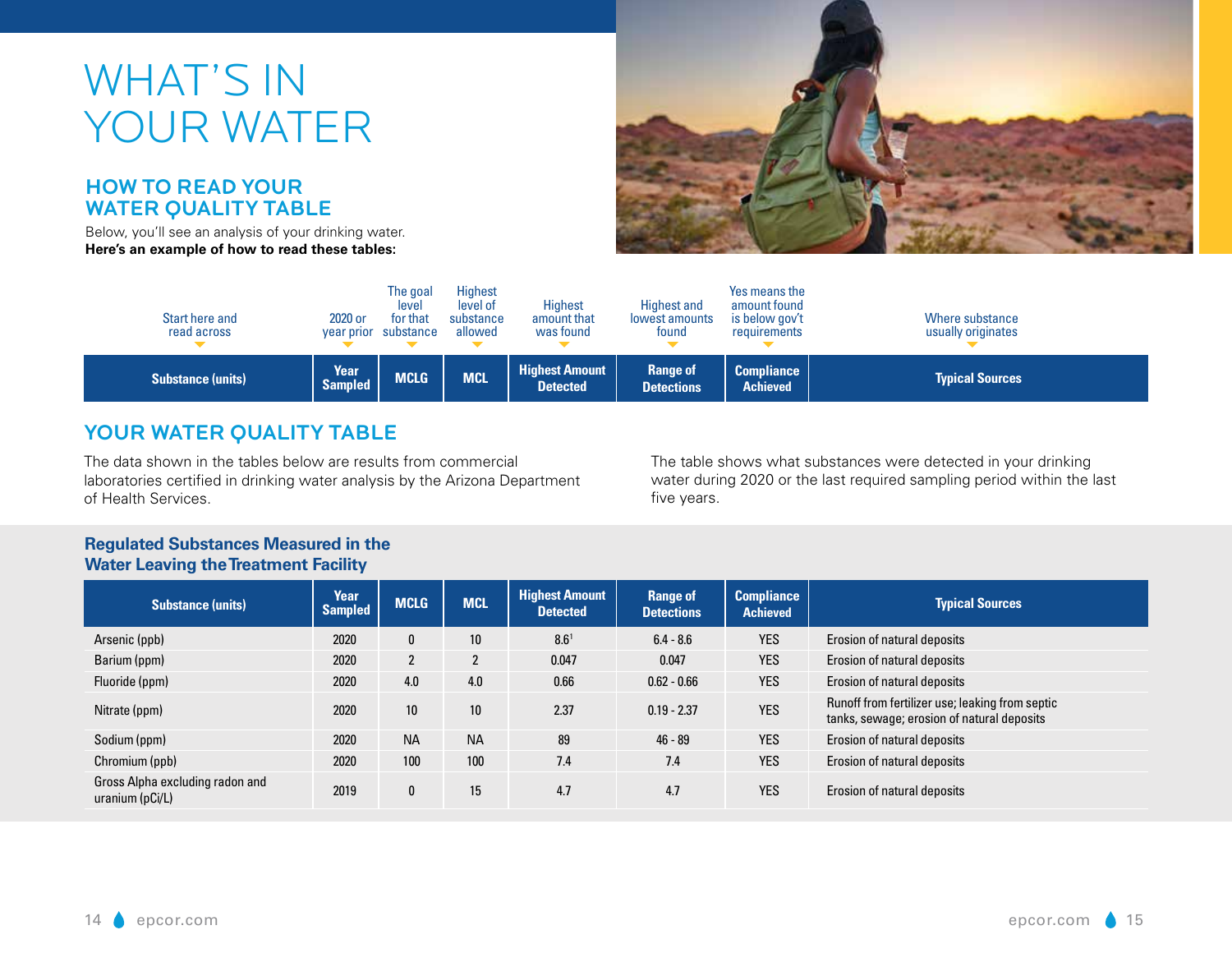# WHAT'S IN YOUR WATER

## HOW TO READ YOUR WATER QUALITY TABLE

Below, you'll see an analysis of your drinking water.
**Here's an example of how to read these tables:**

| Start here and read across | 2020 or year prior | The goal level for that substance | Highest level of substance allowed | Highest amount that was found | Highest and lowest amounts found | Yes means the amount found is below gov't requirements | Where substance usually originates |
|---|---|---|---|---|---|---|---|
| **Substance (units)** | **Year Sampled** | **MCLG** | **MCL** | **Highest Amount Detected** | **Range of Detections** | **Compliance Achieved** | **Typical Sources** |

## YOUR WATER QUALITY TABLE

The data shown in the tables below are results from commercial laboratories certified in drinking water analysis by the Arizona Department of Health Services.

The table shows what substances were detected in your drinking water during 2020 or the last required sampling period within the last five years.

### Regulated Substances Measured in the Water Leaving the Treatment Facility

| Substance (units) | Year Sampled | MCLG | MCL | Highest Amount Detected | Range of Detections | Compliance Achieved | Typical Sources |
|---|---|---|---|---|---|---|---|
| Arsenic (ppb) | 2020 | 0 | 10 | 8.6[1] | 6.4 - 8.6 | YES | Erosion of natural deposits |
| Barium (ppm) | 2020 | 2 | 2 | 0.047 | 0.047 | YES | Erosion of natural deposits |
| Fluoride (ppm) | 2020 | 4.0 | 4.0 | 0.66 | 0.62 - 0.66 | YES | Erosion of natural deposits |
| Nitrate (ppm) | 2020 | 10 | 10 | 2.37 | 0.19 - 2.37 | YES | Runoff from fertilizer use; leaking from septic tanks, sewage; erosion of natural deposits |
| Sodium (ppm) | 2020 | NA | NA | 89 | 46 - 89 | YES | Erosion of natural deposits |
| Chromium (ppb) | 2020 | 100 | 100 | 7.4 | 7.4 | YES | Erosion of natural deposits |
| Gross Alpha excluding radon and uranium (pCi/L) | 2019 | 0 | 15 | 4.7 | 4.7 | YES | Erosion of natural deposits |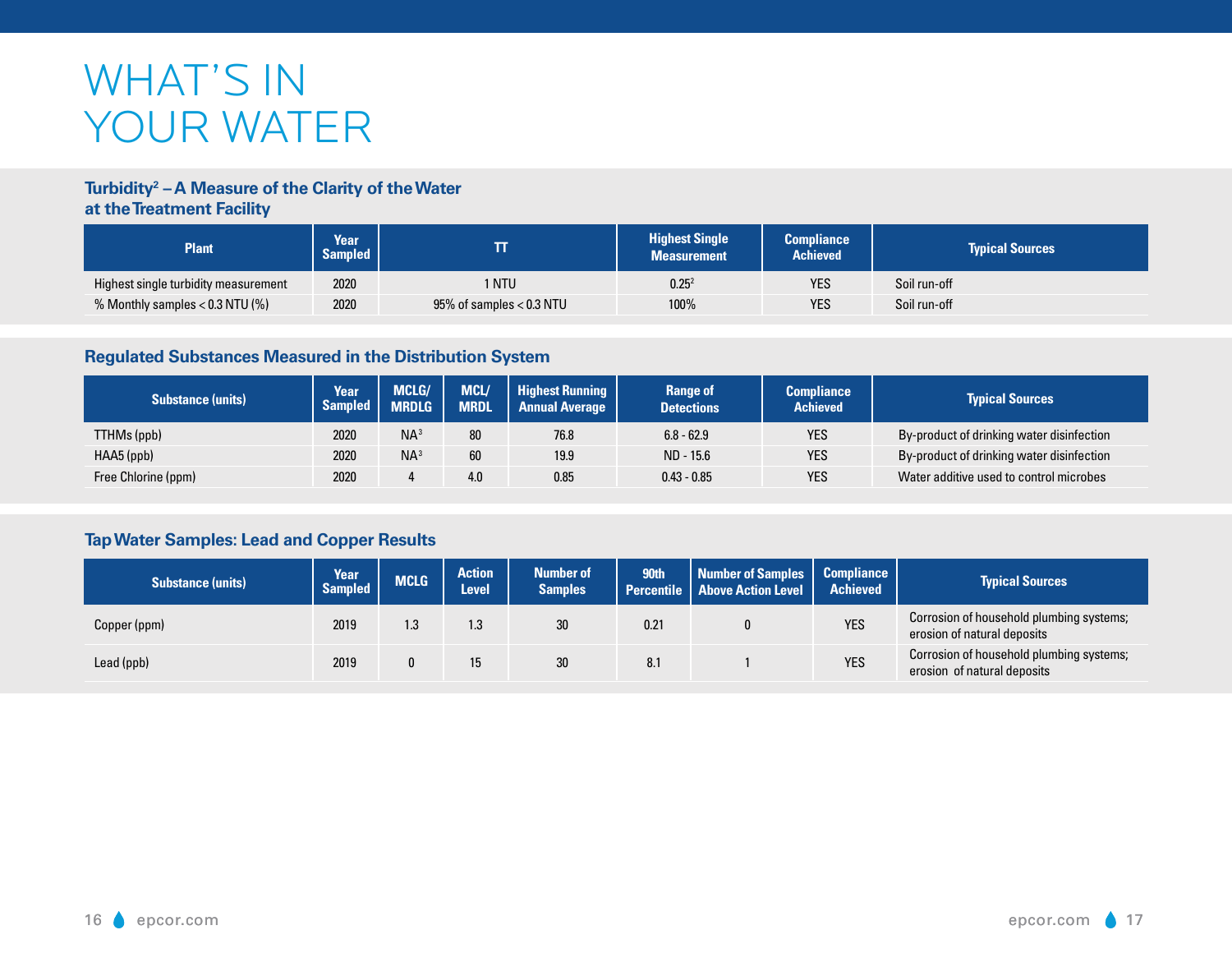# WHAT'S IN YOUR WATER

### Turbidity[2] – A Measure of the Clarity of the Water at the Treatment Facility

| Plant | Year Sampled | TT | Highest Single Measurement | Compliance Achieved | Typical Sources |
|---|---|---|---|---|---|
| Highest single turbidity measurement | 2020 | 1 NTU | 0.25[2] | YES | Soil run-off |
| % Monthly samples < 0.3 NTU (%) | 2020 | 95% of samples < 0.3 NTU | 100% | YES | Soil run-off |

### Regulated Substances Measured in the Distribution System

| Substance (units) | Year Sampled | MCLG/ MRDLG | MCL/ MRDL | Highest Running Annual Average | Range of Detections | Compliance Achieved | Typical Sources |
|---|---|---|---|---|---|---|---|
| TTHMs (ppb) | 2020 | NA[3] | 80 | 76.8 | 6.8 - 62.9 | YES | By-product of drinking water disinfection |
| HAA5 (ppb) | 2020 | NA[3] | 60 | 19.9 | ND - 15.6 | YES | By-product of drinking water disinfection |
| Free Chlorine (ppm) | 2020 | 4 | 4.0 | 0.85 | 0.43 - 0.85 | YES | Water additive used to control microbes |

### Tap Water Samples: Lead and Copper Results

| Substance (units) | Year Sampled | MCLG | Action Level | Number of Samples | 90th Percentile | Number of Samples Above Action Level | Compliance Achieved | Typical Sources |
|---|---|---|---|---|---|---|---|---|
| Copper (ppm) | 2019 | 1.3 | 1.3 | 30 | 0.21 | 0 | YES | Corrosion of household plumbing systems; erosion of natural deposits |
| Lead (ppb) | 2019 | 0 | 15 | 30 | 8.1 | 1 | YES | Corrosion of household plumbing systems; erosion of natural deposits |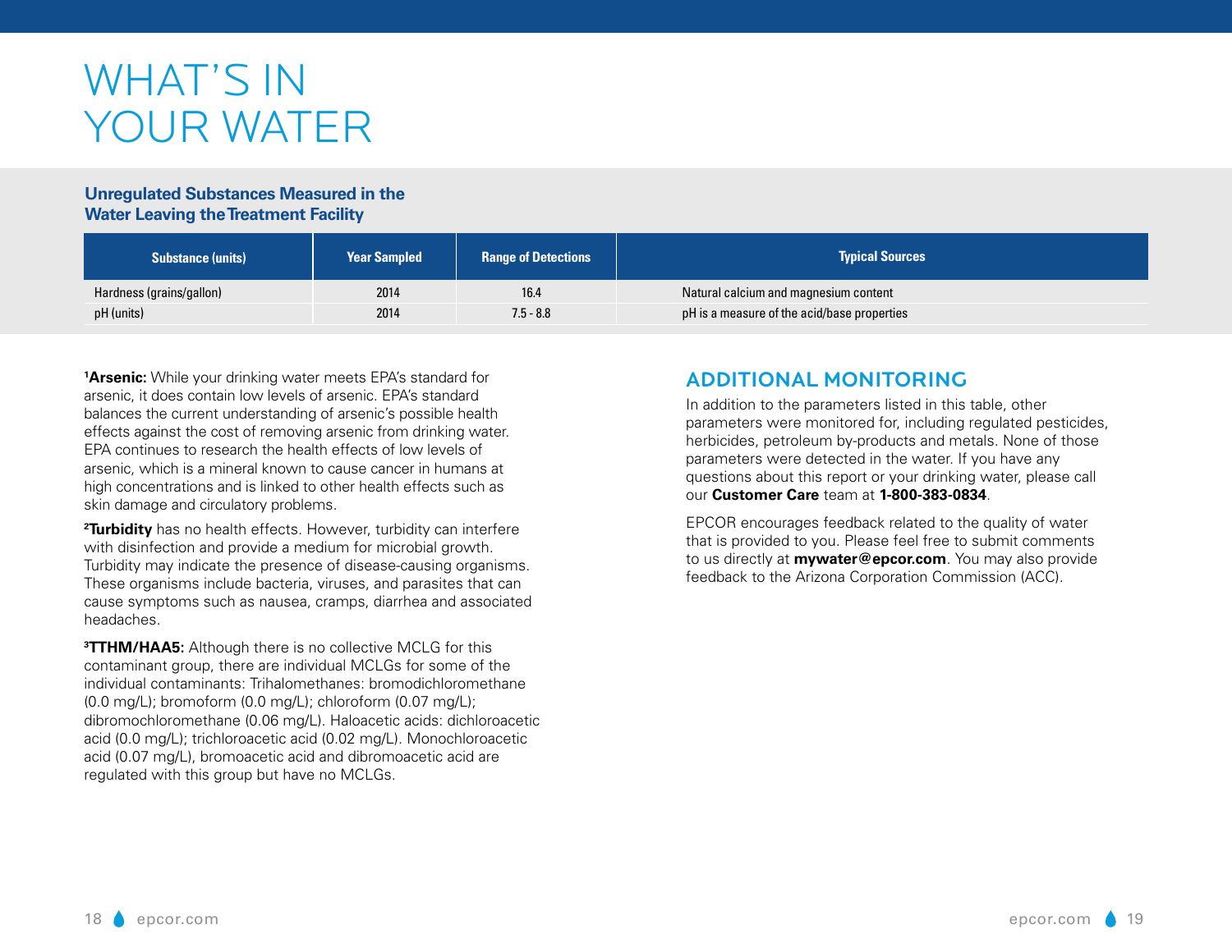# WHAT'S IN YOUR WATER

### Unregulated Substances Measured in the Water Leaving the Treatment Facility

| Substance (units) | Year Sampled | Range of Detections | Typical Sources |
|---|---|---|---|
| Hardness (grains/gallon) | 2014 | 16.4 | Natural calcium and magnesium content |
| pH (units) | 2014 | 7.5 - 8.8 | pH is a measure of the acid/base properties |

[1]**Arsenic:** While your drinking water meets EPA's standard for arsenic, it does contain low levels of arsenic. EPA's standard balances the current understanding of arsenic's possible health effects against the cost of removing arsenic from drinking water. EPA continues to research the health effects of low levels of arsenic, which is a mineral known to cause cancer in humans at high concentrations and is linked to other health effects such as skin damage and circulatory problems.

[2]**Turbidity** has no health effects. However, turbidity can interfere with disinfection and provide a medium for microbial growth. Turbidity may indicate the presence of disease-causing organisms. These organisms include bacteria, viruses, and parasites that can cause symptoms such as nausea, cramps, diarrhea and associated headaches.

[3]**TTHM/HAA5:** Although there is no collective MCLG for this contaminant group, there are individual MCLGs for some of the individual contaminants: Trihalomethanes: bromodichloromethane (0.0 mg/L); bromoform (0.0 mg/L); chloroform (0.07 mg/L); dibromochloromethane (0.06 mg/L). Haloacetic acids: dichloroacetic acid (0.0 mg/L); trichloroacetic acid (0.02 mg/L). Monochloroacetic acid (0.07 mg/L), bromoacetic acid and dibromoacetic acid are regulated with this group but have no MCLGs.

## ADDITIONAL MONITORING

In addition to the parameters listed in this table, other parameters were monitored for, including regulated pesticides, herbicides, petroleum by-products and metals. None of those parameters were detected in the water. If you have any questions about this report or your drinking water, please call our **Customer Care** team at **1-800-383-0834**.

EPCOR encourages feedback related to the quality of water that is provided to you. Please feel free to submit comments to us directly at **mywater@epcor.com**. You may also provide feedback to the Arizona Corporation Commission (ACC).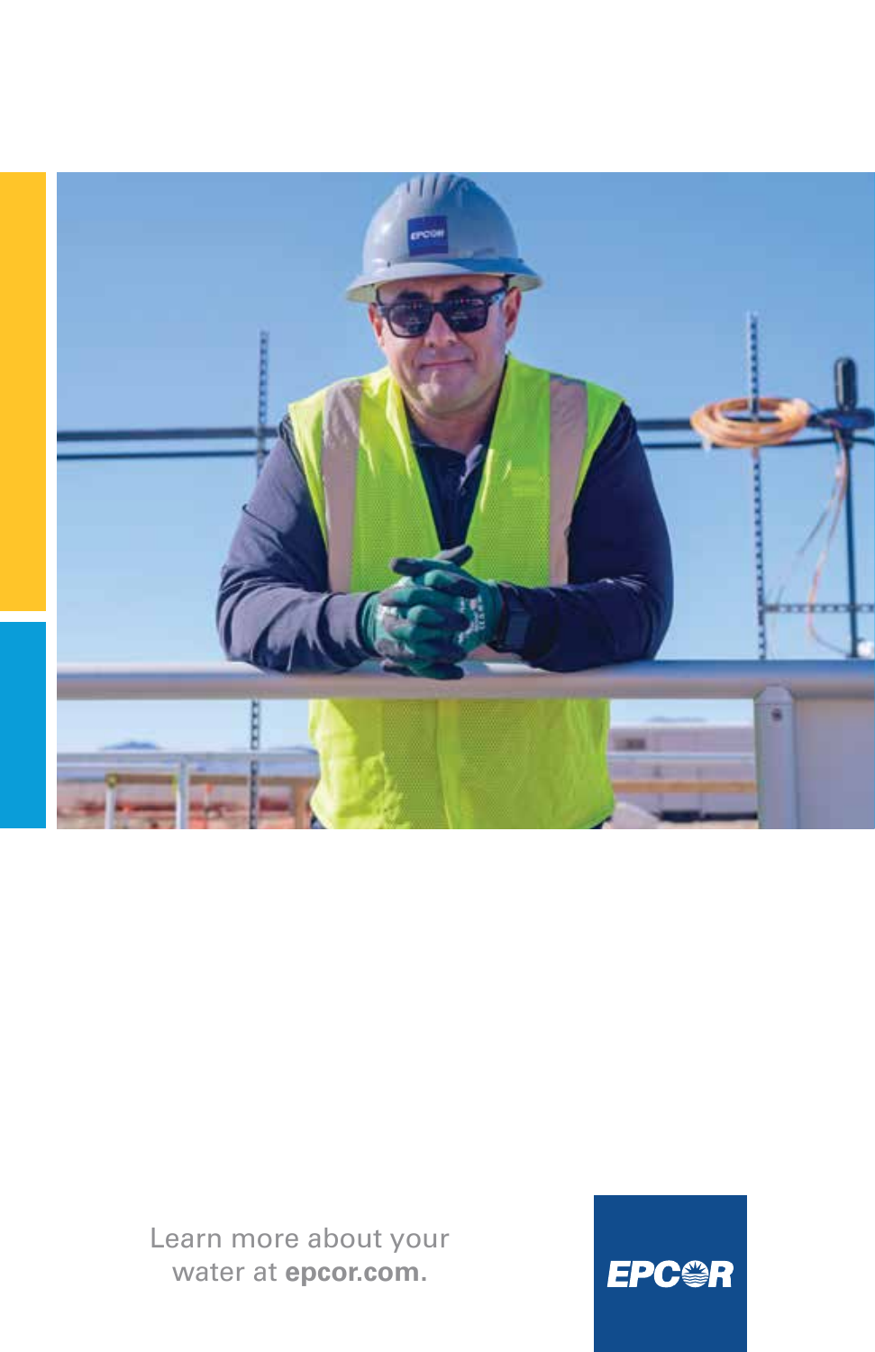Learn more about your water at **epcor.com**.

EPCOR